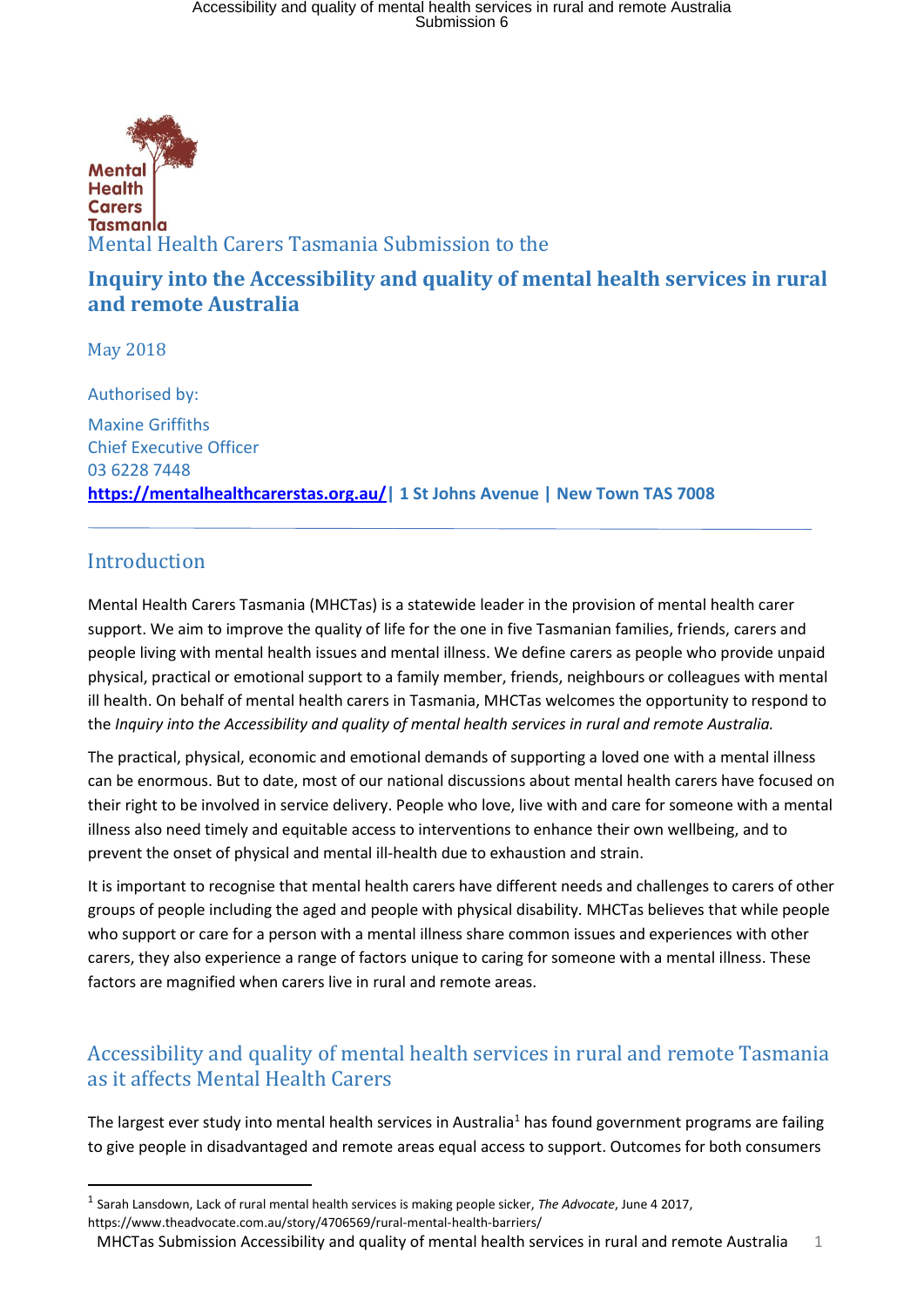Mental Health Carers Tasmania

Mental Health Carers Tasmania Submission to the

# Inquiry into the Accessibility and quality of mental health services in rural and remote Australia

May 2018

Authorised by:

Maxine Griffiths
Chief Executive Officer
03 6228 7448
**https://mentalhealthcarerstas.org.au/ | 1 St Johns Avenue | New Town TAS 7008**

---

## Introduction

Mental Health Carers Tasmania (MHCTas) is a statewide leader in the provision of mental health carer support. We aim to improve the quality of life for the one in five Tasmanian families, friends, carers and people living with mental health issues and mental illness. We define carers as people who provide unpaid physical, practical or emotional support to a family member, friends, neighbours or colleagues with mental ill health. On behalf of mental health carers in Tasmania, MHCTas welcomes the opportunity to respond to the *Inquiry into the Accessibility and quality of mental health services in rural and remote Australia.*

The practical, physical, economic and emotional demands of supporting a loved one with a mental illness can be enormous. But to date, most of our national discussions about mental health carers have focused on their right to be involved in service delivery. People who love, live with and care for someone with a mental illness also need timely and equitable access to interventions to enhance their own wellbeing, and to prevent the onset of physical and mental ill-health due to exhaustion and strain.

It is important to recognise that mental health carers have different needs and challenges to carers of other groups of people including the aged and people with physical disability. MHCTas believes that while people who support or care for a person with a mental illness share common issues and experiences with other carers, they also experience a range of factors unique to caring for someone with a mental illness. These factors are magnified when carers live in rural and remote areas.

## Accessibility and quality of mental health services in rural and remote Tasmania as it affects Mental Health Carers

The largest ever study into mental health services in Australia[1] has found government programs are failing to give people in disadvantaged and remote areas equal access to support. Outcomes for both consumers

---

[1] Sarah Lansdown, Lack of rural mental health services is making people sicker, *The Advocate*, June 4 2017, https://www.theadvocate.com.au/story/4706569/rural-mental-health-barriers/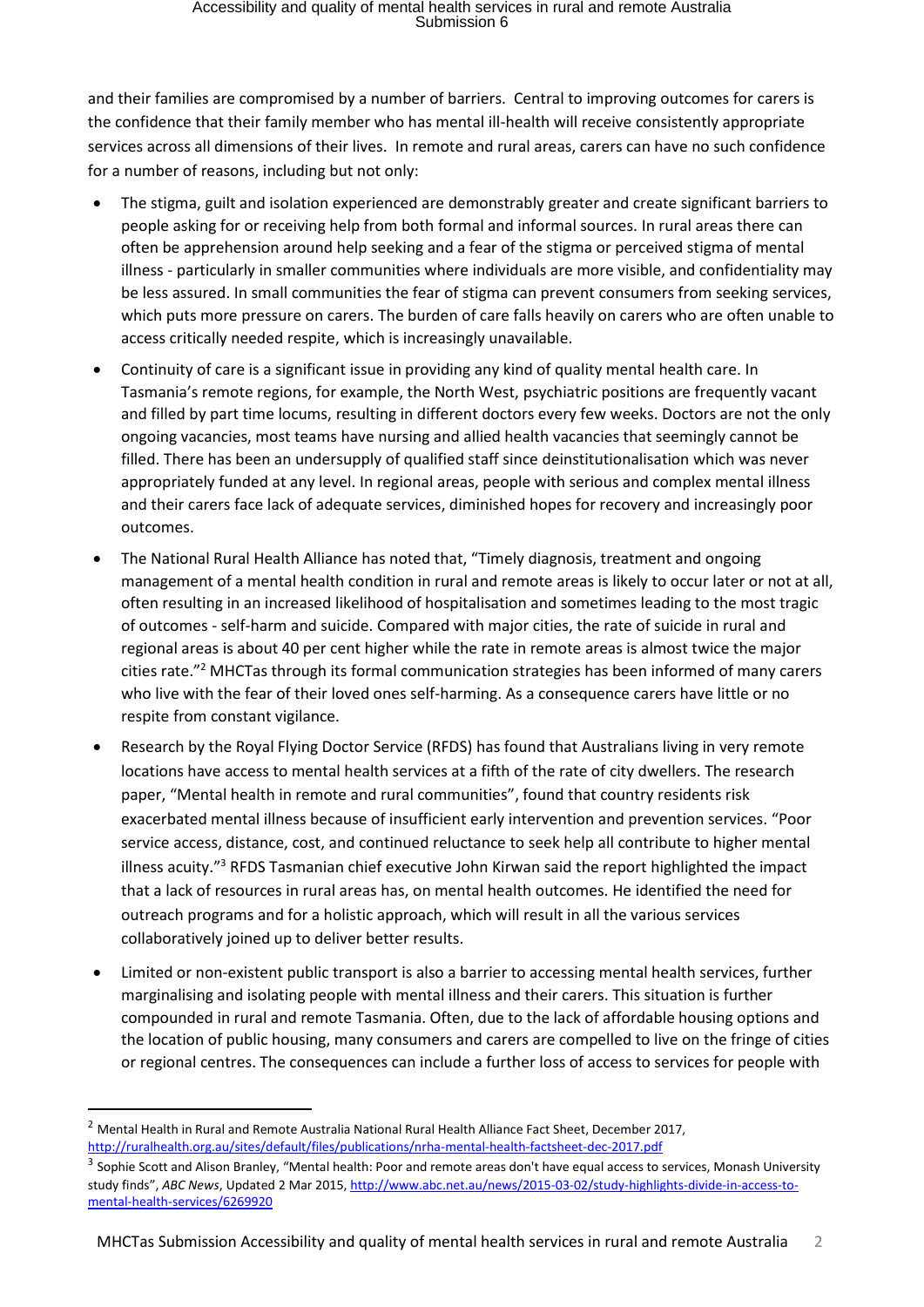and their families are compromised by a number of barriers. Central to improving outcomes for carers is the confidence that their family member who has mental ill-health will receive consistently appropriate services across all dimensions of their lives. In remote and rural areas, carers can have no such confidence for a number of reasons, including but not only:

- The stigma, guilt and isolation experienced are demonstrably greater and create significant barriers to people asking for or receiving help from both formal and informal sources. In rural areas there can often be apprehension around help seeking and a fear of the stigma or perceived stigma of mental illness - particularly in smaller communities where individuals are more visible, and confidentiality may be less assured. In small communities the fear of stigma can prevent consumers from seeking services, which puts more pressure on carers. The burden of care falls heavily on carers who are often unable to access critically needed respite, which is increasingly unavailable.
- Continuity of care is a significant issue in providing any kind of quality mental health care. In Tasmania's remote regions, for example, the North West, psychiatric positions are frequently vacant and filled by part time locums, resulting in different doctors every few weeks. Doctors are not the only ongoing vacancies, most teams have nursing and allied health vacancies that seemingly cannot be filled. There has been an undersupply of qualified staff since deinstitutionalisation which was never appropriately funded at any level. In regional areas, people with serious and complex mental illness and their carers face lack of adequate services, diminished hopes for recovery and increasingly poor outcomes.
- The National Rural Health Alliance has noted that, "Timely diagnosis, treatment and ongoing management of a mental health condition in rural and remote areas is likely to occur later or not at all, often resulting in an increased likelihood of hospitalisation and sometimes leading to the most tragic of outcomes - self-harm and suicide. Compared with major cities, the rate of suicide in rural and regional areas is about 40 per cent higher while the rate in remote areas is almost twice the major cities rate."[2] MHCTas through its formal communication strategies has been informed of many carers who live with the fear of their loved ones self-harming. As a consequence carers have little or no respite from constant vigilance.
- Research by the Royal Flying Doctor Service (RFDS) has found that Australians living in very remote locations have access to mental health services at a fifth of the rate of city dwellers. The research paper, "Mental health in remote and rural communities", found that country residents risk exacerbated mental illness because of insufficient early intervention and prevention services. "Poor service access, distance, cost, and continued reluctance to seek help all contribute to higher mental illness acuity."[3] RFDS Tasmanian chief executive John Kirwan said the report highlighted the impact that a lack of resources in rural areas has, on mental health outcomes. He identified the need for outreach programs and for a holistic approach, which will result in all the various services collaboratively joined up to deliver better results.
- Limited or non-existent public transport is also a barrier to accessing mental health services, further marginalising and isolating people with mental illness and their carers. This situation is further compounded in rural and remote Tasmania. Often, due to the lack of affordable housing options and the location of public housing, many consumers and carers are compelled to live on the fringe of cities or regional centres. The consequences can include a further loss of access to services for people with

---

[2] Mental Health in Rural and Remote Australia National Rural Health Alliance Fact Sheet, December 2017, http://ruralhealth.org.au/sites/default/files/publications/nrha-mental-health-factsheet-dec-2017.pdf

[3] Sophie Scott and Alison Branley, "Mental health: Poor and remote areas don't have equal access to services, Monash University study finds", *ABC News*, Updated 2 Mar 2015, http://www.abc.net.au/news/2015-03-02/study-highlights-divide-in-access-to-mental-health-services/6269920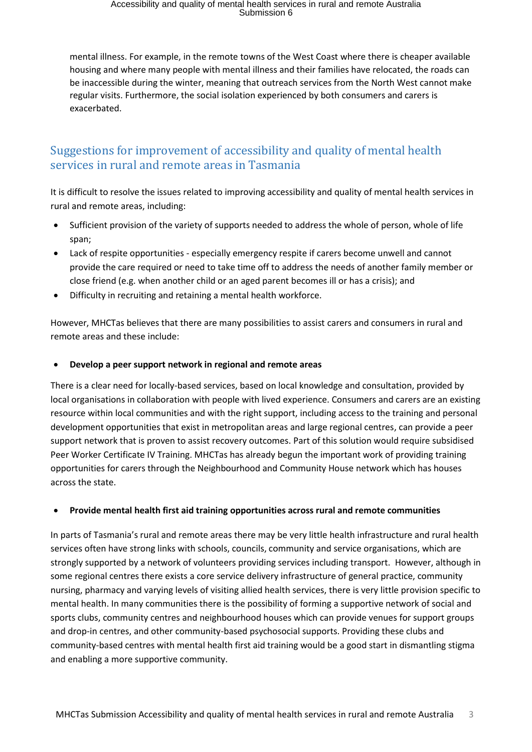mental illness. For example, in the remote towns of the West Coast where there is cheaper available housing and where many people with mental illness and their families have relocated, the roads can be inaccessible during the winter, meaning that outreach services from the North West cannot make regular visits. Furthermore, the social isolation experienced by both consumers and carers is exacerbated.

## Suggestions for improvement of accessibility and quality of mental health services in rural and remote areas in Tasmania

It is difficult to resolve the issues related to improving accessibility and quality of mental health services in rural and remote areas, including:

- Sufficient provision of the variety of supports needed to address the whole of person, whole of life span;
- Lack of respite opportunities - especially emergency respite if carers become unwell and cannot provide the care required or need to take time off to address the needs of another family member or close friend (e.g. when another child or an aged parent becomes ill or has a crisis); and
- Difficulty in recruiting and retaining a mental health workforce.

However, MHCTas believes that there are many possibilities to assist carers and consumers in rural and remote areas and these include:

- **Develop a peer support network in regional and remote areas**

There is a clear need for locally-based services, based on local knowledge and consultation, provided by local organisations in collaboration with people with lived experience. Consumers and carers are an existing resource within local communities and with the right support, including access to the training and personal development opportunities that exist in metropolitan areas and large regional centres, can provide a peer support network that is proven to assist recovery outcomes. Part of this solution would require subsidised Peer Worker Certificate IV Training. MHCTas has already begun the important work of providing training opportunities for carers through the Neighbourhood and Community House network which has houses across the state.

- **Provide mental health first aid training opportunities across rural and remote communities**

In parts of Tasmania's rural and remote areas there may be very little health infrastructure and rural health services often have strong links with schools, councils, community and service organisations, which are strongly supported by a network of volunteers providing services including transport. However, although in some regional centres there exists a core service delivery infrastructure of general practice, community nursing, pharmacy and varying levels of visiting allied health services, there is very little provision specific to mental health. In many communities there is the possibility of forming a supportive network of social and sports clubs, community centres and neighbourhood houses which can provide venues for support groups and drop-in centres, and other community-based psychosocial supports. Providing these clubs and community-based centres with mental health first aid training would be a good start in dismantling stigma and enabling a more supportive community.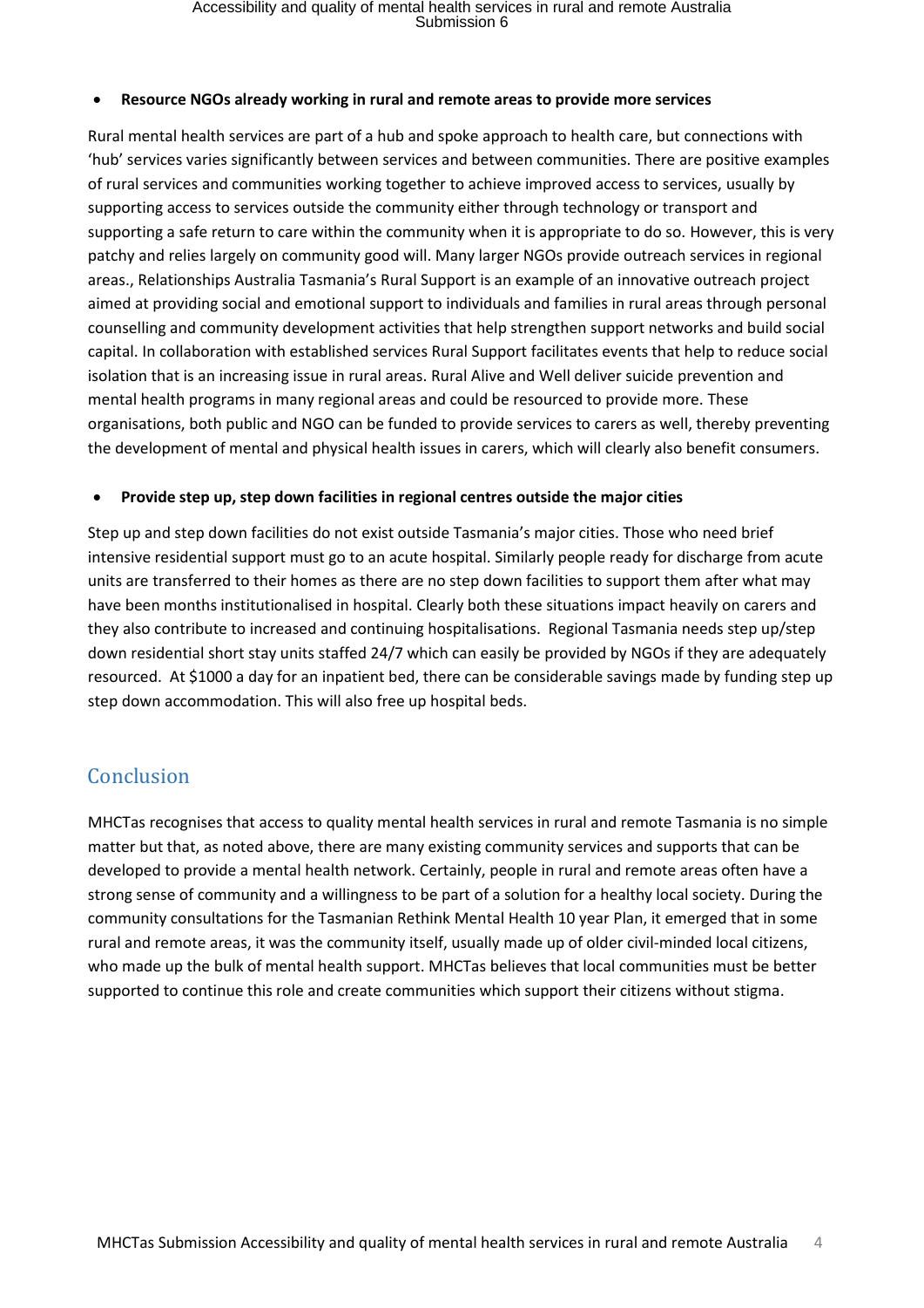- **Resource NGOs already working in rural and remote areas to provide more services**

Rural mental health services are part of a hub and spoke approach to health care, but connections with 'hub' services varies significantly between services and between communities. There are positive examples of rural services and communities working together to achieve improved access to services, usually by supporting access to services outside the community either through technology or transport and supporting a safe return to care within the community when it is appropriate to do so. However, this is very patchy and relies largely on community good will. Many larger NGOs provide outreach services in regional areas., Relationships Australia Tasmania's Rural Support is an example of an innovative outreach project aimed at providing social and emotional support to individuals and families in rural areas through personal counselling and community development activities that help strengthen support networks and build social capital. In collaboration with established services Rural Support facilitates events that help to reduce social isolation that is an increasing issue in rural areas. Rural Alive and Well deliver suicide prevention and mental health programs in many regional areas and could be resourced to provide more. These organisations, both public and NGO can be funded to provide services to carers as well, thereby preventing the development of mental and physical health issues in carers, which will clearly also benefit consumers.

- **Provide step up, step down facilities in regional centres outside the major cities**

Step up and step down facilities do not exist outside Tasmania's major cities. Those who need brief intensive residential support must go to an acute hospital. Similarly people ready for discharge from acute units are transferred to their homes as there are no step down facilities to support them after what may have been months institutionalised in hospital. Clearly both these situations impact heavily on carers and they also contribute to increased and continuing hospitalisations. Regional Tasmania needs step up/step down residential short stay units staffed 24/7 which can easily be provided by NGOs if they are adequately resourced. At $1000 a day for an inpatient bed, there can be considerable savings made by funding step up step down accommodation. This will also free up hospital beds.

## Conclusion

MHCTas recognises that access to quality mental health services in rural and remote Tasmania is no simple matter but that, as noted above, there are many existing community services and supports that can be developed to provide a mental health network. Certainly, people in rural and remote areas often have a strong sense of community and a willingness to be part of a solution for a healthy local society. During the community consultations for the Tasmanian Rethink Mental Health 10 year Plan, it emerged that in some rural and remote areas, it was the community itself, usually made up of older civil-minded local citizens, who made up the bulk of mental health support. MHCTas believes that local communities must be better supported to continue this role and create communities which support their citizens without stigma.